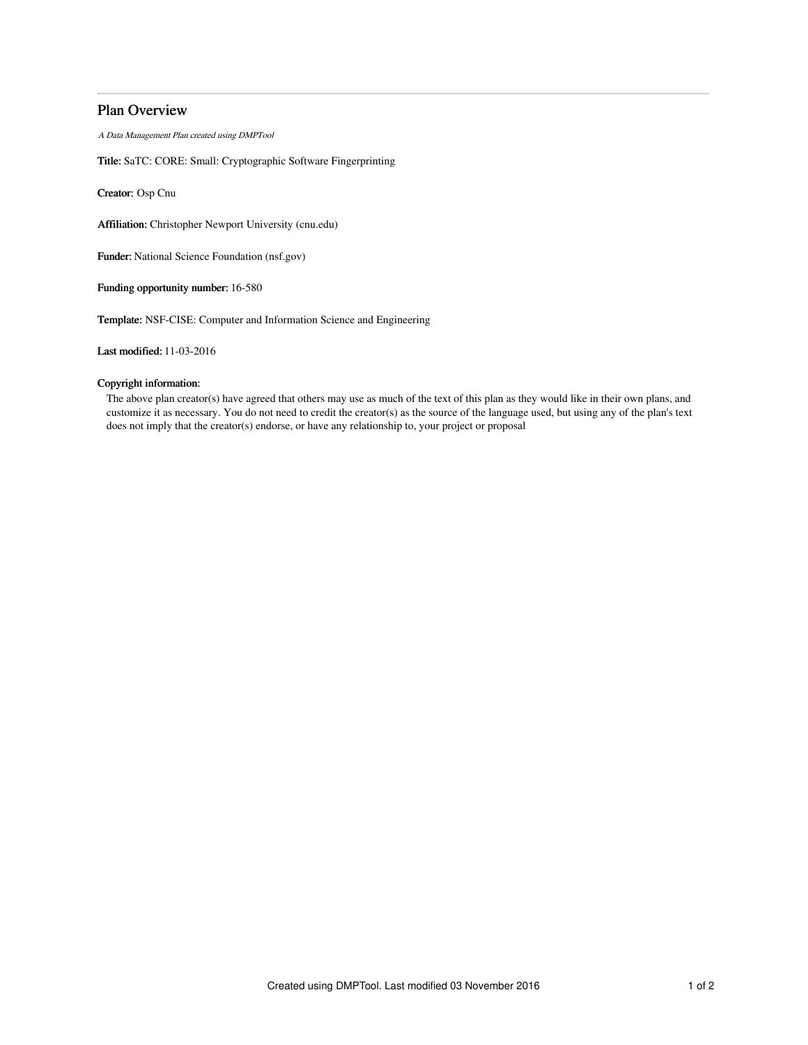# Plan Overview

*A Data Management Plan created using DMPTool*

**Title:** SaTC: CORE: Small: Cryptographic Software Fingerprinting

**Creator:** Osp Cnu

**Affiliation:** Christopher Newport University (cnu.edu)

**Funder:** National Science Foundation (nsf.gov)

**Funding opportunity number:** 16-580

**Template:** NSF-CISE: Computer and Information Science and Engineering

**Last modified:** 11-03-2016

**Copyright information:**

The above plan creator(s) have agreed that others may use as much of the text of this plan as they would like in their own plans, and customize it as necessary. You do not need to credit the creator(s) as the source of the language used, but using any of the plan's text does not imply that the creator(s) endorse, or have any relationship to, your project or proposal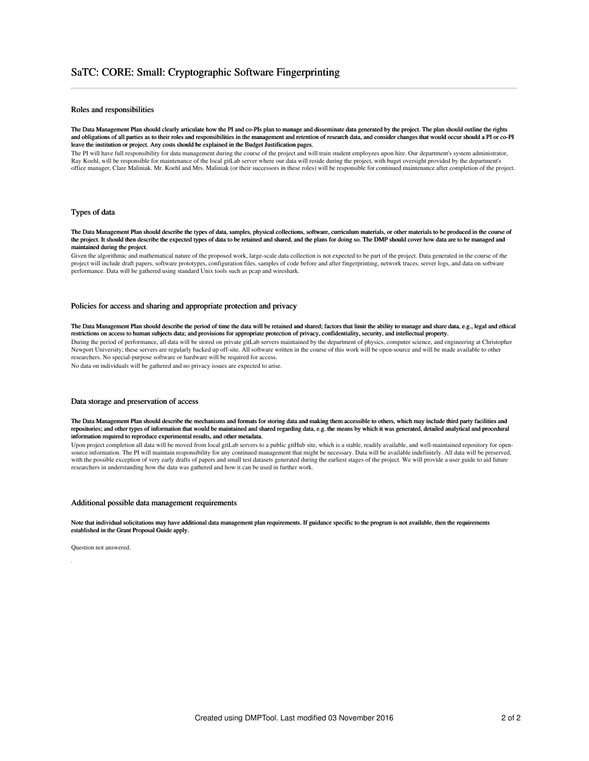# SaTC: CORE: Small: Cryptographic Software Fingerprinting

---

## Roles and responsibilities

**The Data Management Plan should clearly articulate how the PI and co-PIs plan to manage and disseminate data generated by the project. The plan should outline the rights and obligations of all parties as to their roles and responsibilities in the management and retention of research data, and consider changes that would occur should a PI or co-PI leave the institution or project. Any costs should be explained in the Budget Justification pages.**

The PI will have full responsibility for data management during the course of the project and will train student employees upon hire. Our department's system administrator, Ray Koehl, will be responsible for maintenance of the local gitLab server where our data will reside during the project, with buget oversight provided by the department's office manager, Clare Maliniak. Mr. Koehl and Mrs. Maliniak (or their successors in these roles) will be responsible for continued maintenance after completion of the project.

## Types of data

**The Data Management Plan should describe the types of data, samples, physical collections, software, curriculum materials, or other materials to be produced in the course of the project. It should then describe the expected types of data to be retained and shared, and the plans for doing so. The DMP should cover how data are to be managed and maintained during the project.**

Given the algorithmic and mathematical nature of the proposed work, large-scale data collection is not expected to be part of the project. Data generated in the course of the project will include draft papers, software prototypes, configuration files, samples of code before and after fingerprinting, network traces, server logs, and data on software performance. Data will be gathered using standard Unix tools such as pcap and wireshark.

## Policies for access and sharing and appropriate protection and privacy

**The Data Management Plan should describe the period of time the data will be retained and shared; factors that limit the ability to manage and share data, e.g., legal and ethical restrictions on access to human subjects data; and provisions for appropriate protection of privacy, confidentiality, security, and intellectual property.**

During the period of performance, all data will be stored on private gitLab servers maintained by the department of physics, computer science, and engineering at Christopher Newport University; these servers are regularly backed up off-site. All software written in the course of this work will be open-source and will be made available to other researchers. No special-purpose software or hardware will be required for access.

No data on individuals will be gathered and no privacy issues are expected to arise.

## Data storage and preservation of access

**The Data Management Plan should describe the mechanisms and formats for storing data and making them accessible to others, which may include third party facilities and repositories; and other types of information that would be maintained and shared regarding data, e.g. the means by which it was generated, detailed analytical and procedural information required to reproduce experimental results, and other metadata.**

Upon project completion all data will be moved from local gitLab servers to a public gitHub site, which is a stable, readily available, and well-maintained repository for open-source information. The PI will maintain responsibility for any continued management that might be necessary. Data will be available indefinitely. All data will be preserved, with the possible exception of very early drafts of papers and small test datasets generated during the earliest stages of the project. We will provide a user guide to aid future researchers in understanding how the data was gathered and how it can be used in further work.

## Additional possible data management requirements

**Note that individual solicitations may have additional data management plan requirements. If guidance specific to the program is not available, then the requirements established in the Grant Proposal Guide apply.**

Question not answered.

Created using DMPTool. Last modified 03 November 2016